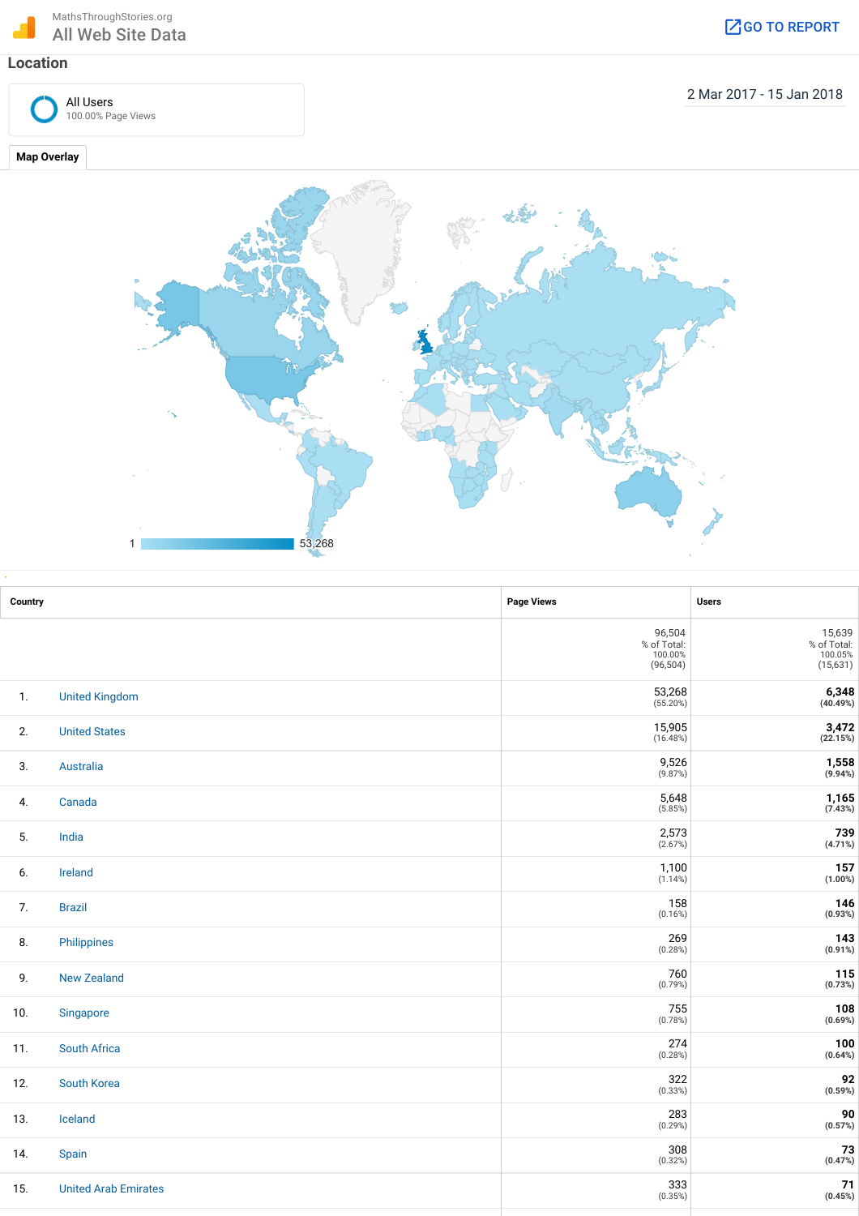MathsThroughStories.org

# All Web Site Data

GO TO REPORT

## Location

All Users
100.00% Page Views

2 Mar 2017 - 15 Jan 2018

**Map Overlay**

1 — 53,268

| | Country | Page Views | Users |
|---|---|---|---|
| | | 96,504<br>% of Total: 100.00% (96,504) | 15,639<br>% of Total: 100.05% (15,631) |
| 1. | United Kingdom | 53,268 (55.20%) | **6,348** **(40.49%)** |
| 2. | United States | 15,905 (16.48%) | **3,472** **(22.15%)** |
| 3. | Australia | 9,526 (9.87%) | **1,558** **(9.94%)** |
| 4. | Canada | 5,648 (5.85%) | **1,165** **(7.43%)** |
| 5. | India | 2,573 (2.67%) | **739** **(4.71%)** |
| 6. | Ireland | 1,100 (1.14%) | **157** **(1.00%)** |
| 7. | Brazil | 158 (0.16%) | **146** **(0.93%)** |
| 8. | Philippines | 269 (0.28%) | **143** **(0.91%)** |
| 9. | New Zealand | 760 (0.79%) | **115** **(0.73%)** |
| 10. | Singapore | 755 (0.78%) | **108** **(0.69%)** |
| 11. | South Africa | 274 (0.28%) | **100** **(0.64%)** |
| 12. | South Korea | 322 (0.33%) | **92** **(0.59%)** |
| 13. | Iceland | 283 (0.29%) | **90** **(0.57%)** |
| 14. | Spain | 308 (0.32%) | **73** **(0.47%)** |
| 15. | United Arab Emirates | 333 (0.35%) | **71** **(0.45%)** |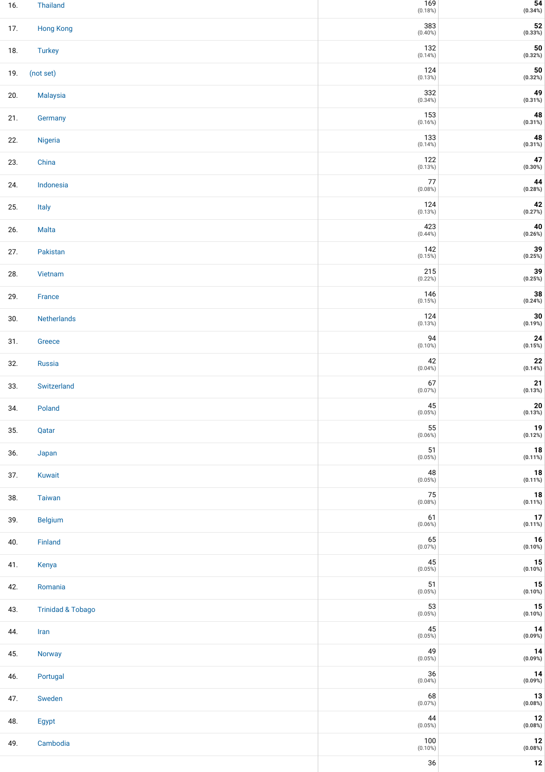| # | Country | | |
|---|---|---|---|
| 16. | Thailand | 169 (0.18%) | **54** **(0.34%)** |
| 17. | Hong Kong | 383 (0.40%) | **52** **(0.33%)** |
| 18. | Turkey | 132 (0.14%) | **50** **(0.32%)** |
| 19. | (not set) | 124 (0.13%) | **50** **(0.32%)** |
| 20. | Malaysia | 332 (0.34%) | **49** **(0.31%)** |
| 21. | Germany | 153 (0.16%) | **48** **(0.31%)** |
| 22. | Nigeria | 133 (0.14%) | **48** **(0.31%)** |
| 23. | China | 122 (0.13%) | **47** **(0.30%)** |
| 24. | Indonesia | 77 (0.08%) | **44** **(0.28%)** |
| 25. | Italy | 124 (0.13%) | **42** **(0.27%)** |
| 26. | Malta | 423 (0.44%) | **40** **(0.26%)** |
| 27. | Pakistan | 142 (0.15%) | **39** **(0.25%)** |
| 28. | Vietnam | 215 (0.22%) | **39** **(0.25%)** |
| 29. | France | 146 (0.15%) | **38** **(0.24%)** |
| 30. | Netherlands | 124 (0.13%) | **30** **(0.19%)** |
| 31. | Greece | 94 (0.10%) | **24** **(0.15%)** |
| 32. | Russia | 42 (0.04%) | **22** **(0.14%)** |
| 33. | Switzerland | 67 (0.07%) | **21** **(0.13%)** |
| 34. | Poland | 45 (0.05%) | **20** **(0.13%)** |
| 35. | Qatar | 55 (0.06%) | **19** **(0.12%)** |
| 36. | Japan | 51 (0.05%) | **18** **(0.11%)** |
| 37. | Kuwait | 48 (0.05%) | **18** **(0.11%)** |
| 38. | Taiwan | 75 (0.08%) | **18** **(0.11%)** |
| 39. | Belgium | 61 (0.06%) | **17** **(0.11%)** |
| 40. | Finland | 65 (0.07%) | **16** **(0.10%)** |
| 41. | Kenya | 45 (0.05%) | **15** **(0.10%)** |
| 42. | Romania | 51 (0.05%) | **15** **(0.10%)** |
| 43. | Trinidad & Tobago | 53 (0.05%) | **15** **(0.10%)** |
| 44. | Iran | 45 (0.05%) | **14** **(0.09%)** |
| 45. | Norway | 49 (0.05%) | **14** **(0.09%)** |
| 46. | Portugal | 36 (0.04%) | **14** **(0.09%)** |
| 47. | Sweden | 68 (0.07%) | **13** **(0.08%)** |
| 48. | Egypt | 44 (0.05%) | **12** **(0.08%)** |
| 49. | Cambodia | 100 (0.10%) | **12** **(0.08%)** |
| | | 36 | **12** |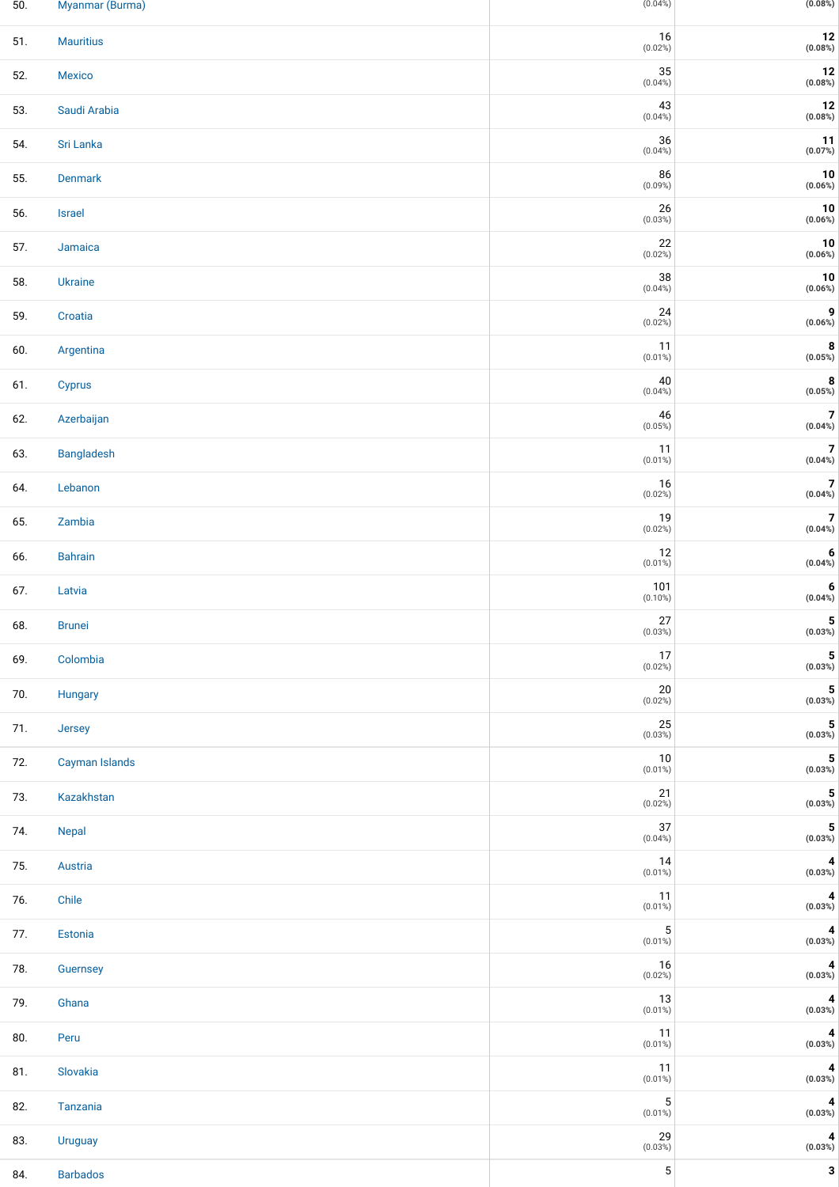| | | | |
|---|---|---|---|
| 50. | Myanmar (Burma) | (0.04%) | **(0.08%)** |
| 51. | Mauritius | 16 (0.02%) | **12 (0.08%)** |
| 52. | Mexico | 35 (0.04%) | **12 (0.08%)** |
| 53. | Saudi Arabia | 43 (0.04%) | **12 (0.08%)** |
| 54. | Sri Lanka | 36 (0.04%) | **11 (0.07%)** |
| 55. | Denmark | 86 (0.09%) | **10 (0.06%)** |
| 56. | Israel | 26 (0.03%) | **10 (0.06%)** |
| 57. | Jamaica | 22 (0.02%) | **10 (0.06%)** |
| 58. | Ukraine | 38 (0.04%) | **10 (0.06%)** |
| 59. | Croatia | 24 (0.02%) | **9 (0.06%)** |
| 60. | Argentina | 11 (0.01%) | **8 (0.05%)** |
| 61. | Cyprus | 40 (0.04%) | **8 (0.05%)** |
| 62. | Azerbaijan | 46 (0.05%) | **7 (0.04%)** |
| 63. | Bangladesh | 11 (0.01%) | **7 (0.04%)** |
| 64. | Lebanon | 16 (0.02%) | **7 (0.04%)** |
| 65. | Zambia | 19 (0.02%) | **7 (0.04%)** |
| 66. | Bahrain | 12 (0.01%) | **6 (0.04%)** |
| 67. | Latvia | 101 (0.10%) | **6 (0.04%)** |
| 68. | Brunei | 27 (0.03%) | **5 (0.03%)** |
| 69. | Colombia | 17 (0.02%) | **5 (0.03%)** |
| 70. | Hungary | 20 (0.02%) | **5 (0.03%)** |
| 71. | Jersey | 25 (0.03%) | **5 (0.03%)** |
| 72. | Cayman Islands | 10 (0.01%) | **5 (0.03%)** |
| 73. | Kazakhstan | 21 (0.02%) | **5 (0.03%)** |
| 74. | Nepal | 37 (0.04%) | **5 (0.03%)** |
| 75. | Austria | 14 (0.01%) | **4 (0.03%)** |
| 76. | Chile | 11 (0.01%) | **4 (0.03%)** |
| 77. | Estonia | 5 (0.01%) | **4 (0.03%)** |
| 78. | Guernsey | 16 (0.02%) | **4 (0.03%)** |
| 79. | Ghana | 13 (0.01%) | **4 (0.03%)** |
| 80. | Peru | 11 (0.01%) | **4 (0.03%)** |
| 81. | Slovakia | 11 (0.01%) | **4 (0.03%)** |
| 82. | Tanzania | 5 (0.01%) | **4 (0.03%)** |
| 83. | Uruguay | 29 (0.03%) | **4 (0.03%)** |
| 84. | Barbados | 5 | **3** |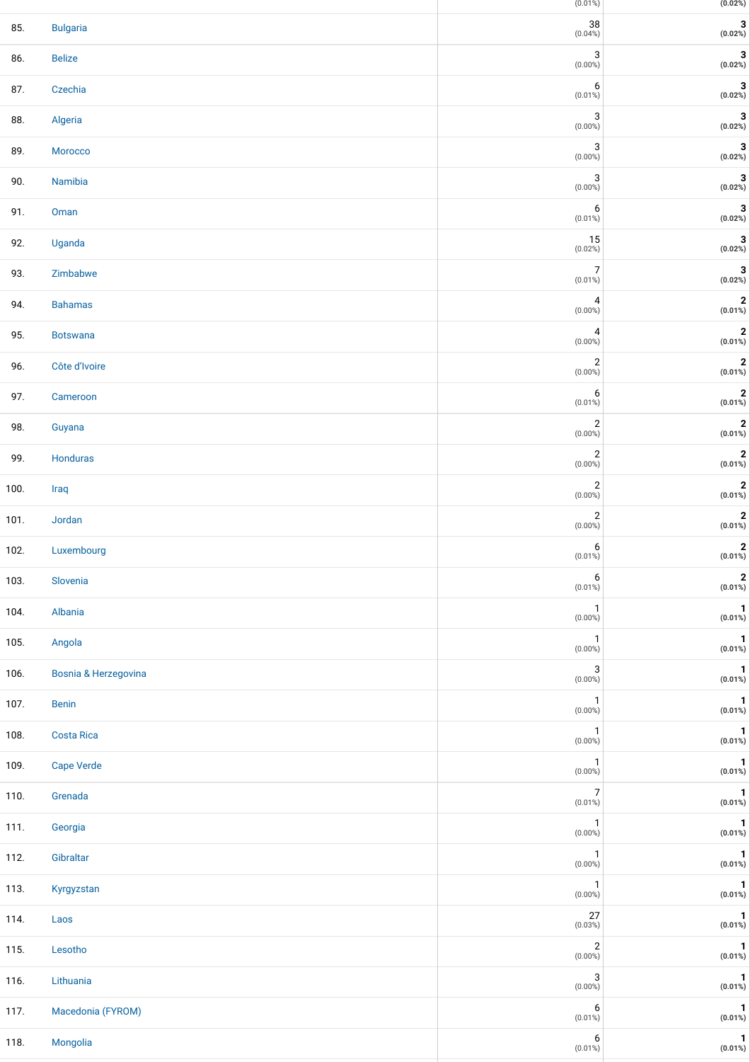| | | | |
|---|---|---|---|
| | | (0.01%) | (0.02%) |
| 85. | Bulgaria | 38 (0.04%) | **3 (0.02%)** |
| 86. | Belize | 3 (0.00%) | **3 (0.02%)** |
| 87. | Czechia | 6 (0.01%) | **3 (0.02%)** |
| 88. | Algeria | 3 (0.00%) | **3 (0.02%)** |
| 89. | Morocco | 3 (0.00%) | **3 (0.02%)** |
| 90. | Namibia | 3 (0.00%) | **3 (0.02%)** |
| 91. | Oman | 6 (0.01%) | **3 (0.02%)** |
| 92. | Uganda | 15 (0.02%) | **3 (0.02%)** |
| 93. | Zimbabwe | 7 (0.01%) | **3 (0.02%)** |
| 94. | Bahamas | 4 (0.00%) | **2 (0.01%)** |
| 95. | Botswana | 4 (0.00%) | **2 (0.01%)** |
| 96. | Côte d'Ivoire | 2 (0.00%) | **2 (0.01%)** |
| 97. | Cameroon | 6 (0.01%) | **2 (0.01%)** |
| 98. | Guyana | 2 (0.00%) | **2 (0.01%)** |
| 99. | Honduras | 2 (0.00%) | **2 (0.01%)** |
| 100. | Iraq | 2 (0.00%) | **2 (0.01%)** |
| 101. | Jordan | 2 (0.00%) | **2 (0.01%)** |
| 102. | Luxembourg | 6 (0.01%) | **2 (0.01%)** |
| 103. | Slovenia | 6 (0.01%) | **2 (0.01%)** |
| 104. | Albania | 1 (0.00%) | **1 (0.01%)** |
| 105. | Angola | 1 (0.00%) | **1 (0.01%)** |
| 106. | Bosnia & Herzegovina | 3 (0.00%) | **1 (0.01%)** |
| 107. | Benin | 1 (0.00%) | **1 (0.01%)** |
| 108. | Costa Rica | 1 (0.00%) | **1 (0.01%)** |
| 109. | Cape Verde | 1 (0.00%) | **1 (0.01%)** |
| 110. | Grenada | 7 (0.01%) | **1 (0.01%)** |
| 111. | Georgia | 1 (0.00%) | **1 (0.01%)** |
| 112. | Gibraltar | 1 (0.00%) | **1 (0.01%)** |
| 113. | Kyrgyzstan | 1 (0.00%) | **1 (0.01%)** |
| 114. | Laos | 27 (0.03%) | **1 (0.01%)** |
| 115. | Lesotho | 2 (0.00%) | **1 (0.01%)** |
| 116. | Lithuania | 3 (0.00%) | **1 (0.01%)** |
| 117. | Macedonia (FYROM) | 6 (0.01%) | **1 (0.01%)** |
| 118. | Mongolia | 6 (0.01%) | **1 (0.01%)** |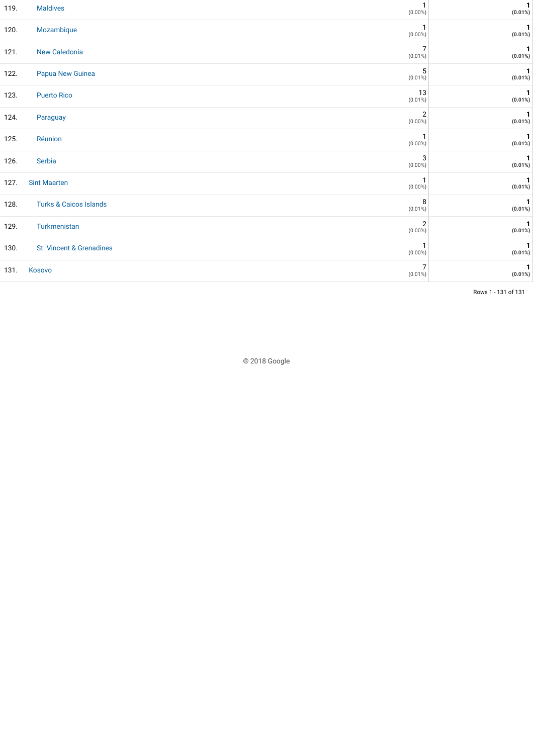| | | | |
|---|---|---|---|
| 119. | Maldives | 1 (0.00%) | **1 (0.01%)** |
| 120. | Mozambique | 1 (0.00%) | **1 (0.01%)** |
| 121. | New Caledonia | 7 (0.01%) | **1 (0.01%)** |
| 122. | Papua New Guinea | 5 (0.01%) | **1 (0.01%)** |
| 123. | Puerto Rico | 13 (0.01%) | **1 (0.01%)** |
| 124. | Paraguay | 2 (0.00%) | **1 (0.01%)** |
| 125. | Réunion | 1 (0.00%) | **1 (0.01%)** |
| 126. | Serbia | 3 (0.00%) | **1 (0.01%)** |
| 127. | Sint Maarten | 1 (0.00%) | **1 (0.01%)** |
| 128. | Turks & Caicos Islands | 8 (0.01%) | **1 (0.01%)** |
| 129. | Turkmenistan | 2 (0.00%) | **1 (0.01%)** |
| 130. | St. Vincent & Grenadines | 1 (0.00%) | **1 (0.01%)** |
| 131. | Kosovo | 7 (0.01%) | **1 (0.01%)** |

Rows 1 - 131 of 131

© 2018 Google